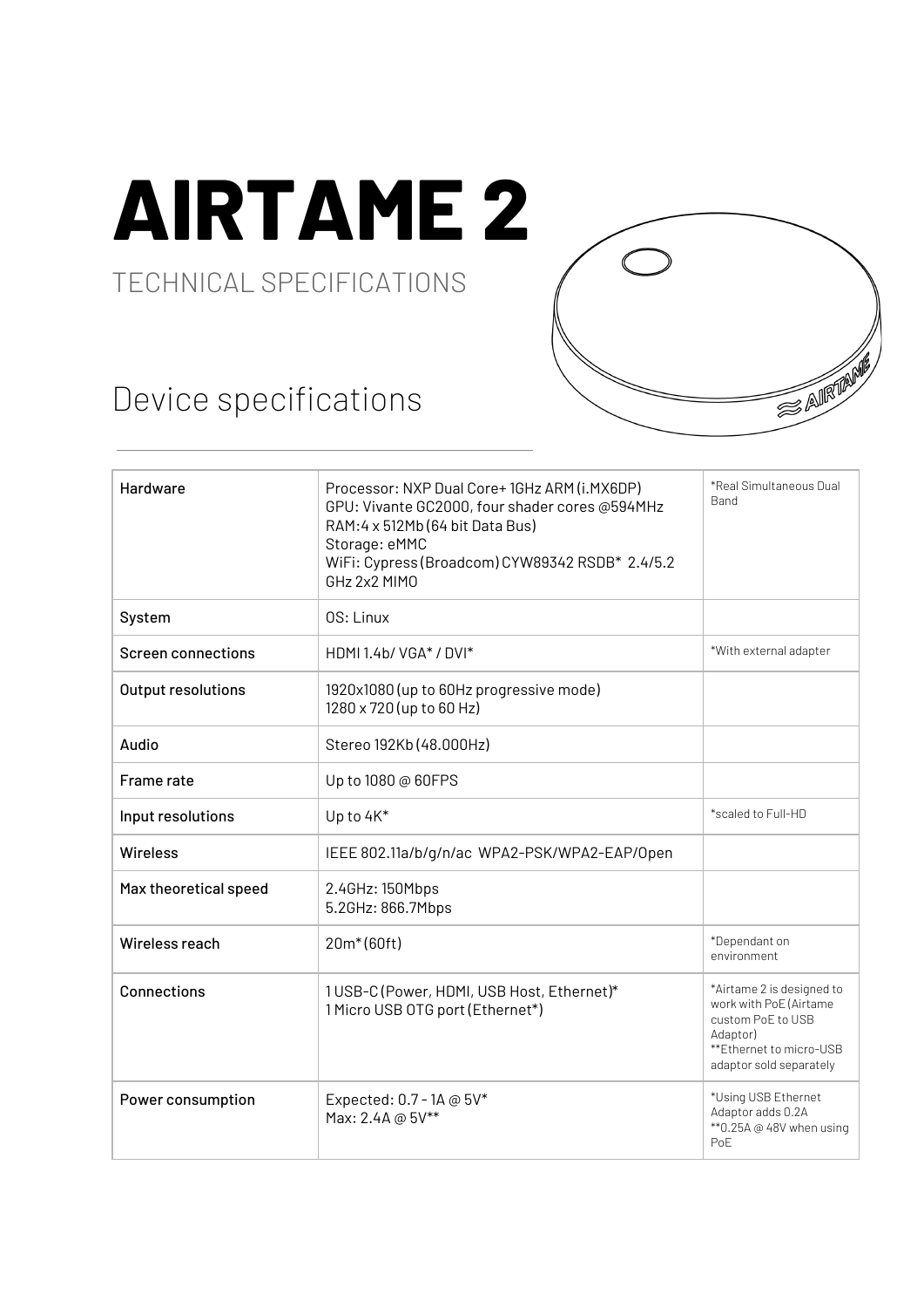# AIRTAME 2

TECHNICAL SPECIFICATIONS

## Device specifications

| | | |
|---|---|---|
| Hardware | Processor: NXP Dual Core+ 1GHz ARM (i.MX6DP)<br>GPU: Vivante GC2000, four shader cores @594MHz<br>RAM:4 x 512Mb (64 bit Data Bus)<br>Storage: eMMC<br>WiFi: Cypress (Broadcom) CYW89342 RSDB* 2.4/5.2 GHz 2x2 MIMO | *Real Simultaneous Dual Band |
| System | OS: Linux | |
| Screen connections | HDMI 1.4b/ VGA* / DVI* | *With external adapter |
| Output resolutions | 1920x1080 (up to 60Hz progressive mode)<br>1280 x 720 (up to 60 Hz) | |
| Audio | Stereo 192Kb (48.000Hz) | |
| Frame rate | Up to 1080 @ 60FPS | |
| Input resolutions | Up to 4K* | *scaled to Full-HD |
| Wireless | IEEE 802.11a/b/g/n/ac WPA2-PSK/WPA2-EAP/Open | |
| Max theoretical speed | 2.4GHz: 150Mbps<br>5.2GHz: 866.7Mbps | |
| Wireless reach | 20m* (60ft) | *Dependant on environment |
| Connections | 1 USB-C (Power, HDMI, USB Host, Ethernet)*<br>1 Micro USB OTG port (Ethernet*) | *Airtame 2 is designed to work with PoE (Airtame custom PoE to USB Adaptor)<br>**Ethernet to micro-USB adaptor sold separately |
| Power consumption | Expected: 0.7 - 1A @ 5V*<br>Max: 2.4A @ 5V** | *Using USB Ethernet Adaptor adds 0.2A<br>**0.25A @ 48V when using PoE |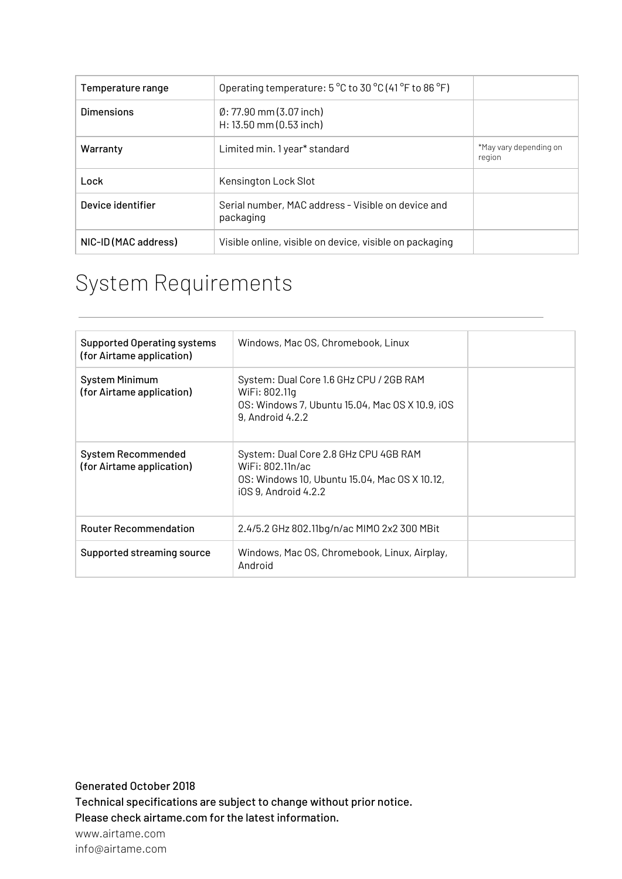| | | |
|---|---|---|
| Temperature range | Operating temperature: 5 °C to 30 °C (41 °F to 86 °F) | |
| Dimensions | Ø: 77.90 mm (3.07 inch)<br>H: 13.50 mm (0.53 inch) | |
| Warranty | Limited min. 1 year* standard | *May vary depending on region |
| Lock | Kensington Lock Slot | |
| Device identifier | Serial number, MAC address - Visible on device and packaging | |
| NIC-ID (MAC address) | Visible online, visible on device, visible on packaging | |

# System Requirements

| | | |
|---|---|---|
| Supported Operating systems (for Airtame application) | Windows, Mac OS, Chromebook, Linux | |
| System Minimum (for Airtame application) | System: Dual Core 1.6 GHz CPU / 2GB RAM<br>WiFi: 802.11g<br>OS: Windows 7, Ubuntu 15.04, Mac OS X 10.9, iOS 9, Android 4.2.2 | |
| System Recommended (for Airtame application) | System: Dual Core 2.8 GHz CPU 4GB RAM<br>WiFi: 802.11n/ac<br>OS: Windows 10, Ubuntu 15.04, Mac OS X 10.12, iOS 9, Android 4.2.2 | |
| Router Recommendation | 2.4/5.2 GHz 802.11bg/n/ac MIMO 2x2 300 MBit | |
| Supported streaming source | Windows, Mac OS, Chromebook, Linux, Airplay, Android | |

**Generated October 2018**
**Technical specifications are subject to change without prior notice.**
**Please check airtame.com for the latest information.**
www.airtame.com
info@airtame.com